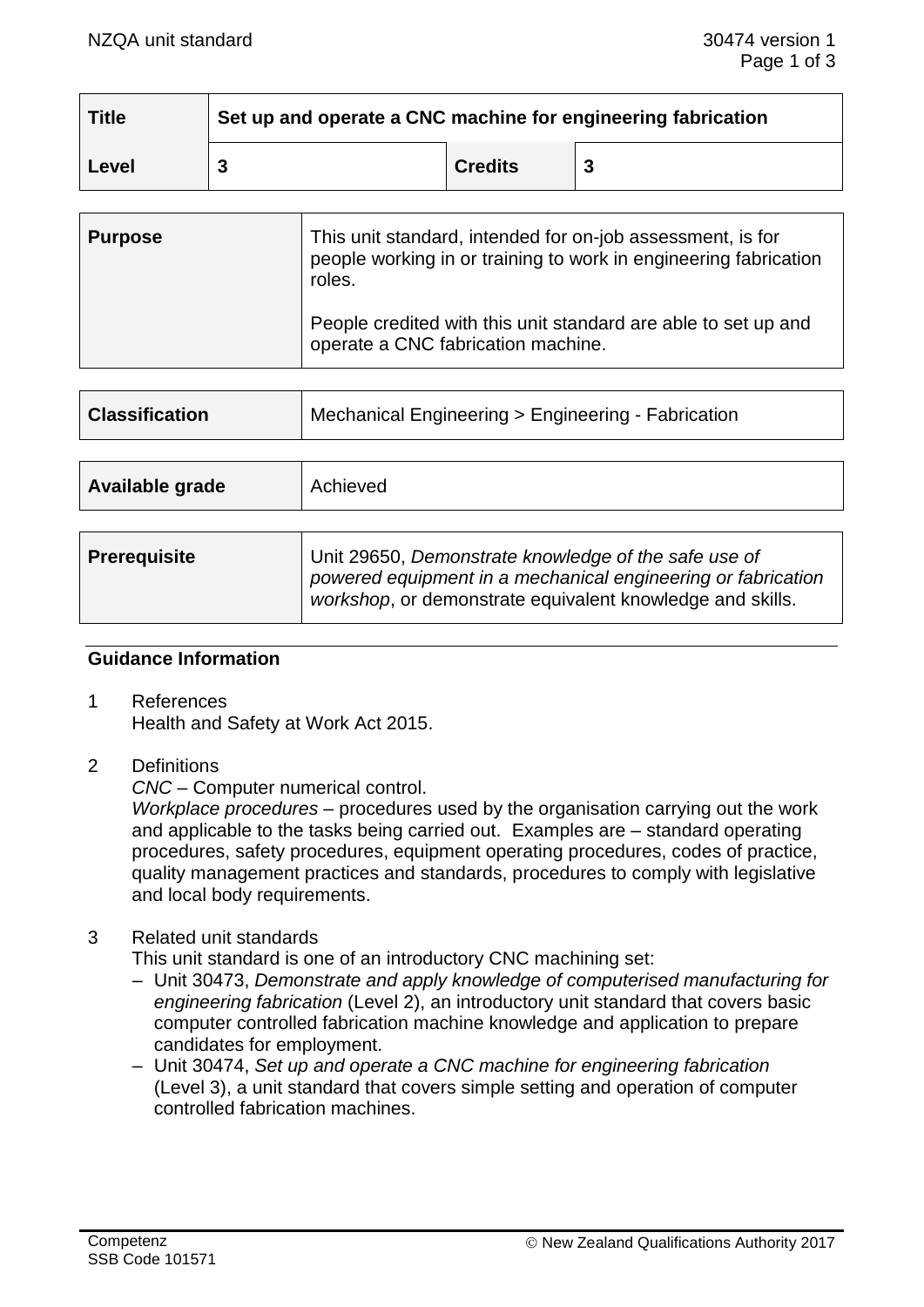| Title | Set up and operate a CNC machine for engineering fabrication | | |
|---|---|---|---|
| Level | 3 | Credits | 3 |

| Purpose | This unit standard, intended for on-job assessment, is for people working in or training to work in engineering fabrication roles.<br><br>People credited with this unit standard are able to set up and operate a CNC fabrication machine. |
|---|---|

| Classification | Mechanical Engineering > Engineering - Fabrication |
|---|---|

| Available grade | Achieved |
|---|---|

| Prerequisite | Unit 29650, *Demonstrate knowledge of the safe use of powered equipment in a mechanical engineering or fabrication workshop*, or demonstrate equivalent knowledge and skills. |
|---|---|

## Guidance Information

1 References
Health and Safety at Work Act 2015.

2 Definitions
*CNC* – Computer numerical control.
*Workplace procedures* – procedures used by the organisation carrying out the work and applicable to the tasks being carried out. Examples are – standard operating procedures, safety procedures, equipment operating procedures, codes of practice, quality management practices and standards, procedures to comply with legislative and local body requirements.

3 Related unit standards
This unit standard is one of an introductory CNC machining set:
- Unit 30473, *Demonstrate and apply knowledge of computerised manufacturing for engineering fabrication* (Level 2), an introductory unit standard that covers basic computer controlled fabrication machine knowledge and application to prepare candidates for employment.
- Unit 30474, *Set up and operate a CNC machine for engineering fabrication* (Level 3), a unit standard that covers simple setting and operation of computer controlled fabrication machines.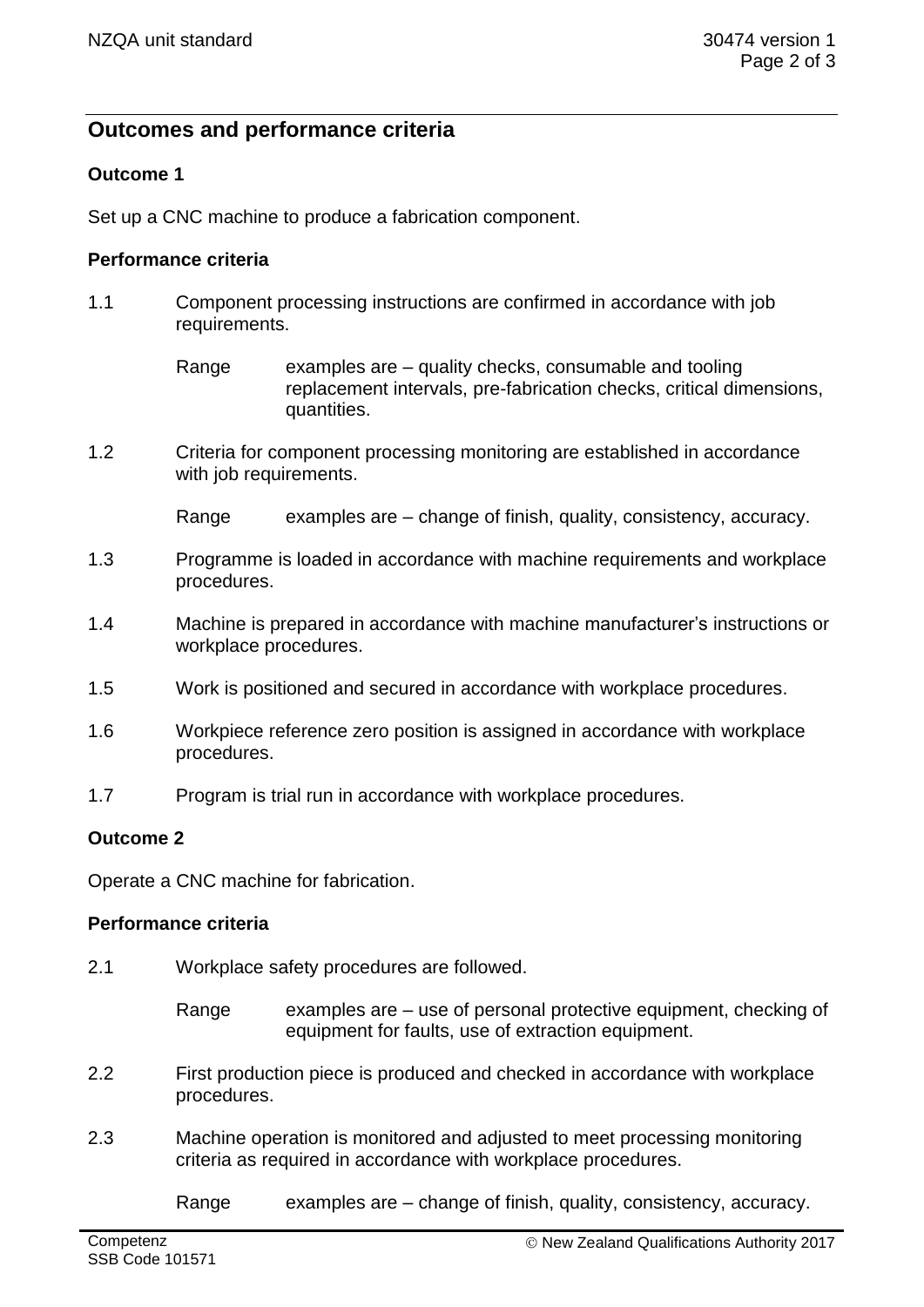## Outcomes and performance criteria

### Outcome 1

Set up a CNC machine to produce a fabrication component.

#### Performance criteria

1.1 Component processing instructions are confirmed in accordance with job requirements.

Range examples are – quality checks, consumable and tooling replacement intervals, pre-fabrication checks, critical dimensions, quantities.

1.2 Criteria for component processing monitoring are established in accordance with job requirements.

Range examples are – change of finish, quality, consistency, accuracy.

1.3 Programme is loaded in accordance with machine requirements and workplace procedures.

1.4 Machine is prepared in accordance with machine manufacturer's instructions or workplace procedures.

1.5 Work is positioned and secured in accordance with workplace procedures.

1.6 Workpiece reference zero position is assigned in accordance with workplace procedures.

1.7 Program is trial run in accordance with workplace procedures.

### Outcome 2

Operate a CNC machine for fabrication.

#### Performance criteria

2.1 Workplace safety procedures are followed.

Range examples are – use of personal protective equipment, checking of equipment for faults, use of extraction equipment.

2.2 First production piece is produced and checked in accordance with workplace procedures.

2.3 Machine operation is monitored and adjusted to meet processing monitoring criteria as required in accordance with workplace procedures.

Range examples are – change of finish, quality, consistency, accuracy.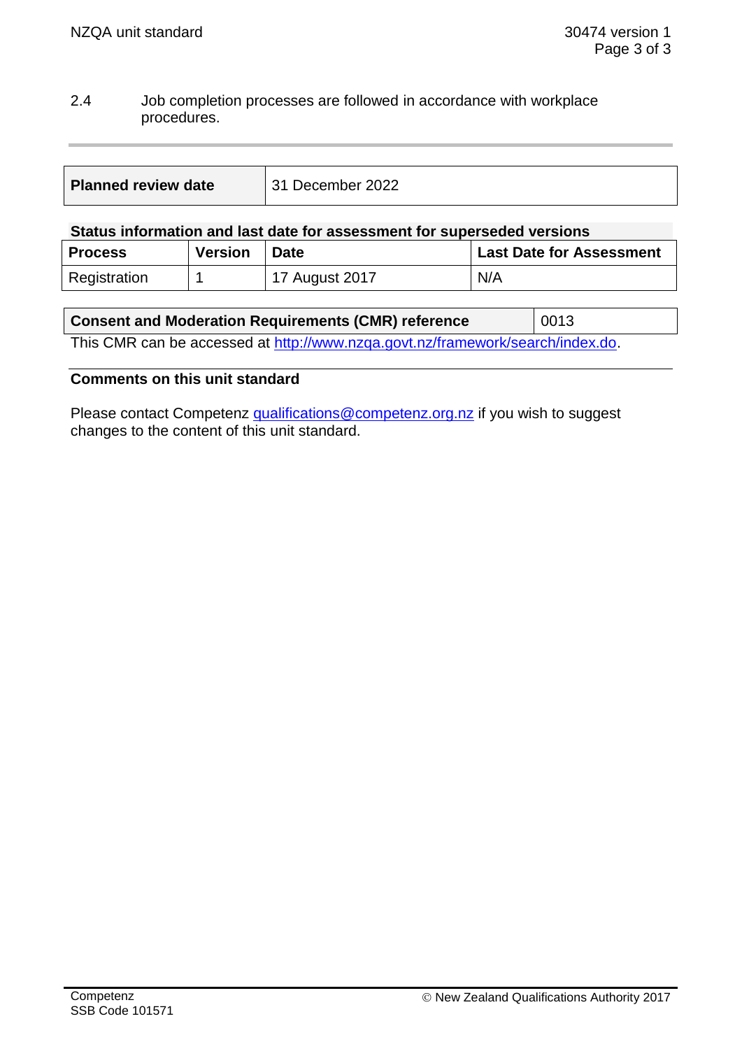2.4 Job completion processes are followed in accordance with workplace procedures.

| | |
|---|---|
| **Planned review date** | 31 December 2022 |

**Status information and last date for assessment for superseded versions**

| Process | Version | Date | Last Date for Assessment |
|---|---|---|---|
| Registration | 1 | 17 August 2017 | N/A |

| | |
|---|---|
| **Consent and Moderation Requirements (CMR) reference** | 0013 |

This CMR can be accessed at http://www.nzqa.govt.nz/framework/search/index.do.

**Comments on this unit standard**

Please contact Competenz qualifications@competenz.org.nz if you wish to suggest changes to the content of this unit standard.